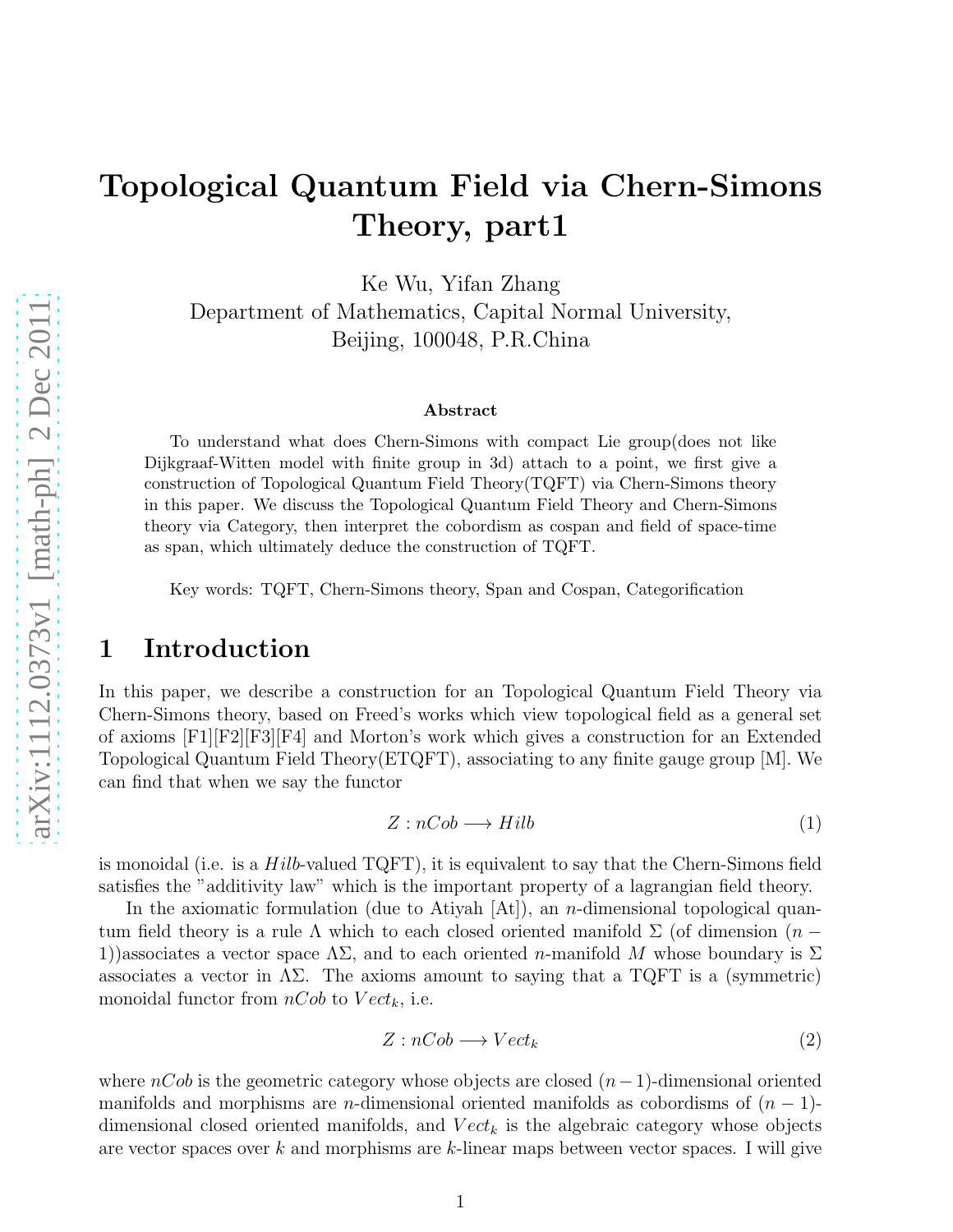# Topological Quantum Field via Chern-Simons Theory, part1

Ke Wu, Yifan Zhang
Department of Mathematics, Capital Normal University,
Beijing, 100048, P.R.China

### Abstract

To understand what does Chern-Simons with compact Lie group(does not like Dijkgraaf-Witten model with finite group in 3d) attach to a point, we first give a construction of Topological Quantum Field Theory(TQFT) via Chern-Simons theory in this paper. We discuss the Topological Quantum Field Theory and Chern-Simons theory via Category, then interpret the cobordism as cospan and field of space-time as span, which ultimately deduce the construction of TQFT.

Key words: TQFT, Chern-Simons theory, Span and Cospan, Categorification

## 1 Introduction

In this paper, we describe a construction for an Topological Quantum Field Theory via Chern-Simons theory, based on Freed's works which view topological field as a general set of axioms [F1][F2][F3][F4] and Morton's work which gives a construction for an Extended Topological Quantum Field Theory(ETQFT), associating to any finite gauge group [M]. We can find that when we say the functor

$$Z : nCob \longrightarrow Hilb \tag{1}$$

is monoidal (i.e. is a $Hilb$-valued TQFT), it is equivalent to say that the Chern-Simons field satisfies the "additivity law" which is the important property of a lagrangian field theory.

In the axiomatic formulation (due to Atiyah [At]), an $n$-dimensional topological quantum field theory is a rule $\Lambda$ which to each closed oriented manifold $\Sigma$ (of dimension $(n-1)$)associates a vector space $\Lambda\Sigma$, and to each oriented $n$-manifold $M$ whose boundary is $\Sigma$ associates a vector in $\Lambda\Sigma$. The axioms amount to saying that a TQFT is a (symmetric) monoidal functor from $nCob$ to $Vect_k$, i.e.

$$Z : nCob \longrightarrow Vect_k \tag{2}$$

where $nCob$ is the geometric category whose objects are closed $(n-1)$-dimensional oriented manifolds and morphisms are $n$-dimensional oriented manifolds as cobordisms of $(n-1)$-dimensional closed oriented manifolds, and $Vect_k$ is the algebraic category whose objects are vector spaces over $k$ and morphisms are $k$-linear maps between vector spaces. I will give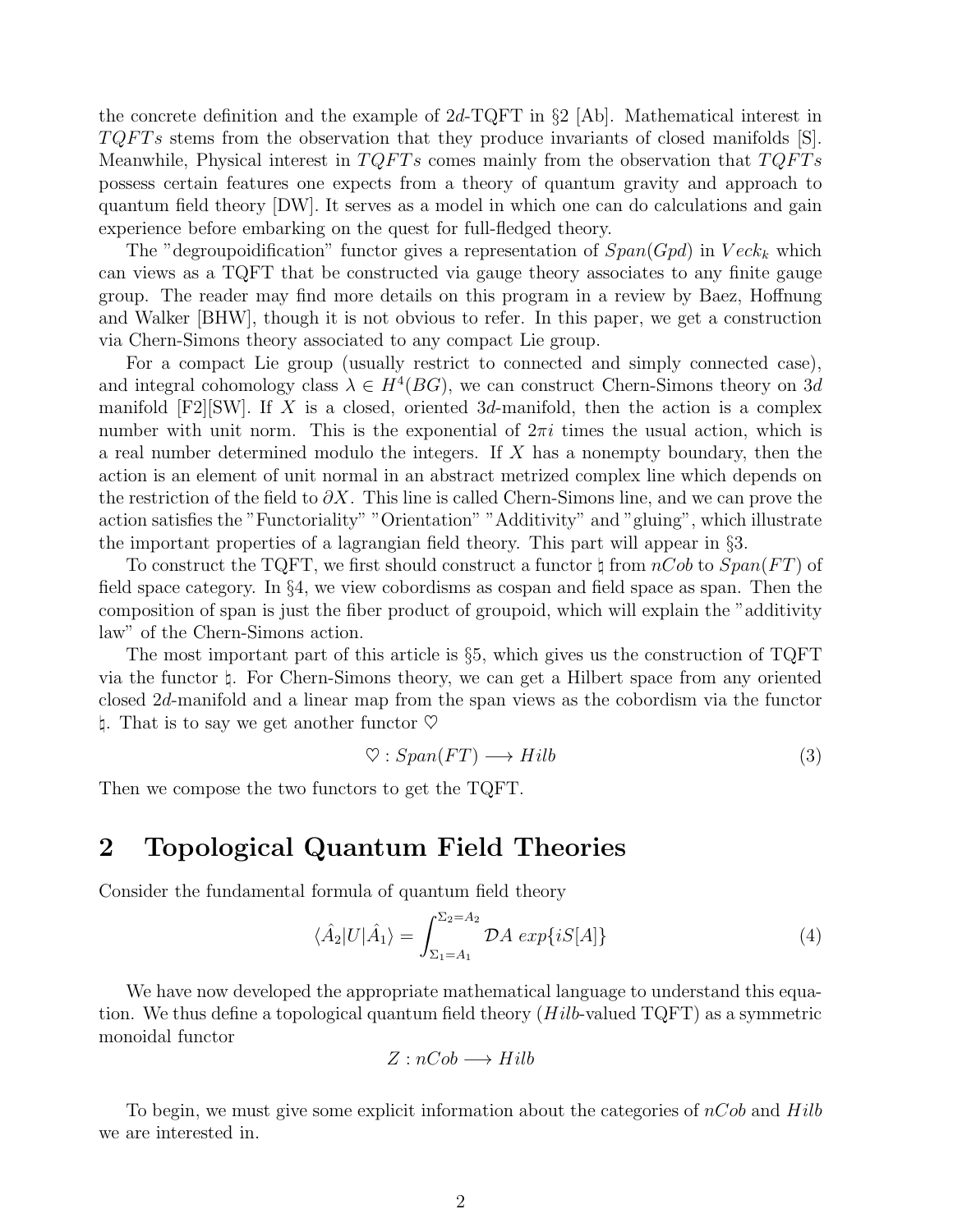the concrete definition and the example of $2d$-TQFT in §2 [Ab]. Mathematical interest in $TQFTs$ stems from the observation that they produce invariants of closed manifolds [S]. Meanwhile, Physical interest in $TQFTs$ comes mainly from the observation that $TQFTs$ possess certain features one expects from a theory of quantum gravity and approach to quantum field theory [DW]. It serves as a model in which one can do calculations and gain experience before embarking on the quest for full-fledged theory.

The "degroupoidification" functor gives a representation of $Span(Gpd)$ in $Veck_k$ which can views as a TQFT that be constructed via gauge theory associates to any finite gauge group. The reader may find more details on this program in a review by Baez, Hoffnung and Walker [BHW], though it is not obvious to refer. In this paper, we get a construction via Chern-Simons theory associated to any compact Lie group.

For a compact Lie group (usually restrict to connected and simply connected case), and integral cohomology class $\lambda \in H^4(BG)$, we can construct Chern-Simons theory on $3d$ manifold [F2][SW]. If $X$ is a closed, oriented $3d$-manifold, then the action is a complex number with unit norm. This is the exponential of $2\pi i$ times the usual action, which is a real number determined modulo the integers. If $X$ has a nonempty boundary, then the action is an element of unit normal in an abstract metrized complex line which depends on the restriction of the field to $\partial X$. This line is called Chern-Simons line, and we can prove the action satisfies the "Functoriality" "Orientation" "Additivity" and "gluing", which illustrate the important properties of a lagrangian field theory. This part will appear in §3.

To construct the TQFT, we first should construct a functor $\natural$ from $nCob$ to $Span(FT)$ of field space category. In §4, we view cobordisms as cospan and field space as span. Then the composition of span is just the fiber product of groupoid, which will explain the "additivity law" of the Chern-Simons action.

The most important part of this article is §5, which gives us the construction of TQFT via the functor $\natural$. For Chern-Simons theory, we can get a Hilbert space from any oriented closed $2d$-manifold and a linear map from the span views as the cobordism via the functor $\natural$. That is to say we get another functor $\heartsuit$

$$\heartsuit : Span(FT) \longrightarrow Hilb \tag{3}$$

Then we compose the two functors to get the TQFT.

# 2 Topological Quantum Field Theories

Consider the fundamental formula of quantum field theory

$$\langle \hat{A}_2 | U | \hat{A}_1 \rangle = \int_{\Sigma_1 = A_1}^{\Sigma_2 = A_2} \mathcal{D}A \; exp\{iS[A]\} \tag{4}$$

We have now developed the appropriate mathematical language to understand this equation. We thus define a topological quantum field theory ($Hilb$-valued TQFT) as a symmetric monoidal functor

$$Z : nCob \longrightarrow Hilb$$

To begin, we must give some explicit information about the categories of $nCob$ and $Hilb$ we are interested in.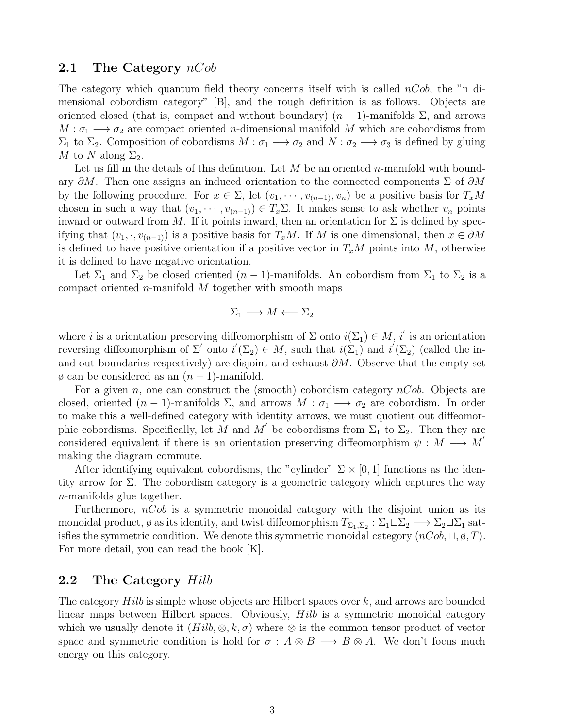## 2.1 The Category $nCob$

The category which quantum field theory concerns itself with is called $nCob$, the "n dimensional cobordism category" [B], and the rough definition is as follows. Objects are oriented closed (that is, compact and without boundary) $(n-1)$-manifolds $\Sigma$, and arrows $M : \sigma_1 \longrightarrow \sigma_2$ are compact oriented $n$-dimensional manifold $M$ which are cobordisms from $\Sigma_1$ to $\Sigma_2$. Composition of cobordisms $M : \sigma_1 \longrightarrow \sigma_2$ and $N : \sigma_2 \longrightarrow \sigma_3$ is defined by gluing $M$ to $N$ along $\Sigma_2$.

Let us fill in the details of this definition. Let $M$ be an oriented $n$-manifold with boundary $\partial M$. Then one assigns an induced orientation to the connected components $\Sigma$ of $\partial M$ by the following procedure. For $x \in \Sigma$, let $(v_1, \cdots, v_{(n-1)}, v_n)$ be a positive basis for $T_x M$ chosen in such a way that $(v_1, \cdots, v_{(n-1)}) \in T_x \Sigma$. It makes sense to ask whether $v_n$ points inward or outward from $M$. If it points inward, then an orientation for $\Sigma$ is defined by specifying that $(v_1, \cdot, v_{(n-1)})$ is a positive basis for $T_x M$. If $M$ is one dimensional, then $x \in \partial M$ is defined to have positive orientation if a positive vector in $T_x M$ points into $M$, otherwise it is defined to have negative orientation.

Let $\Sigma_1$ and $\Sigma_2$ be closed oriented $(n-1)$-manifolds. An cobordism from $\Sigma_1$ to $\Sigma_2$ is a compact oriented $n$-manifold $M$ together with smooth maps

$$\Sigma_1 \longrightarrow M \longleftarrow \Sigma_2$$

where $i$ is a orientation preserving diffeomorphism of $\Sigma$ onto $i(\Sigma_1) \in M$, $i'$ is an orientation reversing diffeomorphism of $\Sigma'$ onto $i'(\Sigma_2) \in M$, such that $i(\Sigma_1)$ and $i'(\Sigma_2)$ (called the in- and out-boundaries respectively) are disjoint and exhaust $\partial M$. Observe that the empty set $\emptyset$ can be considered as an $(n-1)$-manifold.

For a given $n$, one can construct the (smooth) cobordism category $nCob$. Objects are closed, oriented $(n-1)$-manifolds $\Sigma$, and arrows $M : \sigma_1 \longrightarrow \sigma_2$ are cobordism. In order to make this a well-defined category with identity arrows, we must quotient out diffeomorphic cobordisms. Specifically, let $M$ and $M'$ be cobordisms from $\Sigma_1$ to $\Sigma_2$. Then they are considered equivalent if there is an orientation preserving diffeomorphism $\psi : M \longrightarrow M'$ making the diagram commute.

After identifying equivalent cobordisms, the "cylinder" $\Sigma \times [0, 1]$ functions as the identity arrow for $\Sigma$. The cobordism category is a geometric category which captures the way $n$-manifolds glue together.

Furthermore, $nCob$ is a symmetric monoidal category with the disjoint union as its monoidal product, $\emptyset$ as its identity, and twist diffeomorphism $T_{\Sigma_1, \Sigma_2} : \Sigma_1 \sqcup \Sigma_2 \longrightarrow \Sigma_2 \sqcup \Sigma_1$ satisfies the symmetric condition. We denote this symmetric monoidal category $(nCob, \sqcup, \emptyset, T)$. For more detail, you can read the book [K].

## 2.2 The Category $Hilb$

The category $Hilb$ is simple whose objects are Hilbert spaces over $k$, and arrows are bounded linear maps between Hilbert spaces. Obviously, $Hilb$ is a symmetric monoidal category which we usually denote it $(Hilb, \otimes, k, \sigma)$ where $\otimes$ is the common tensor product of vector space and symmetric condition is hold for $\sigma : A \otimes B \longrightarrow B \otimes A$. We don't focus much energy on this category.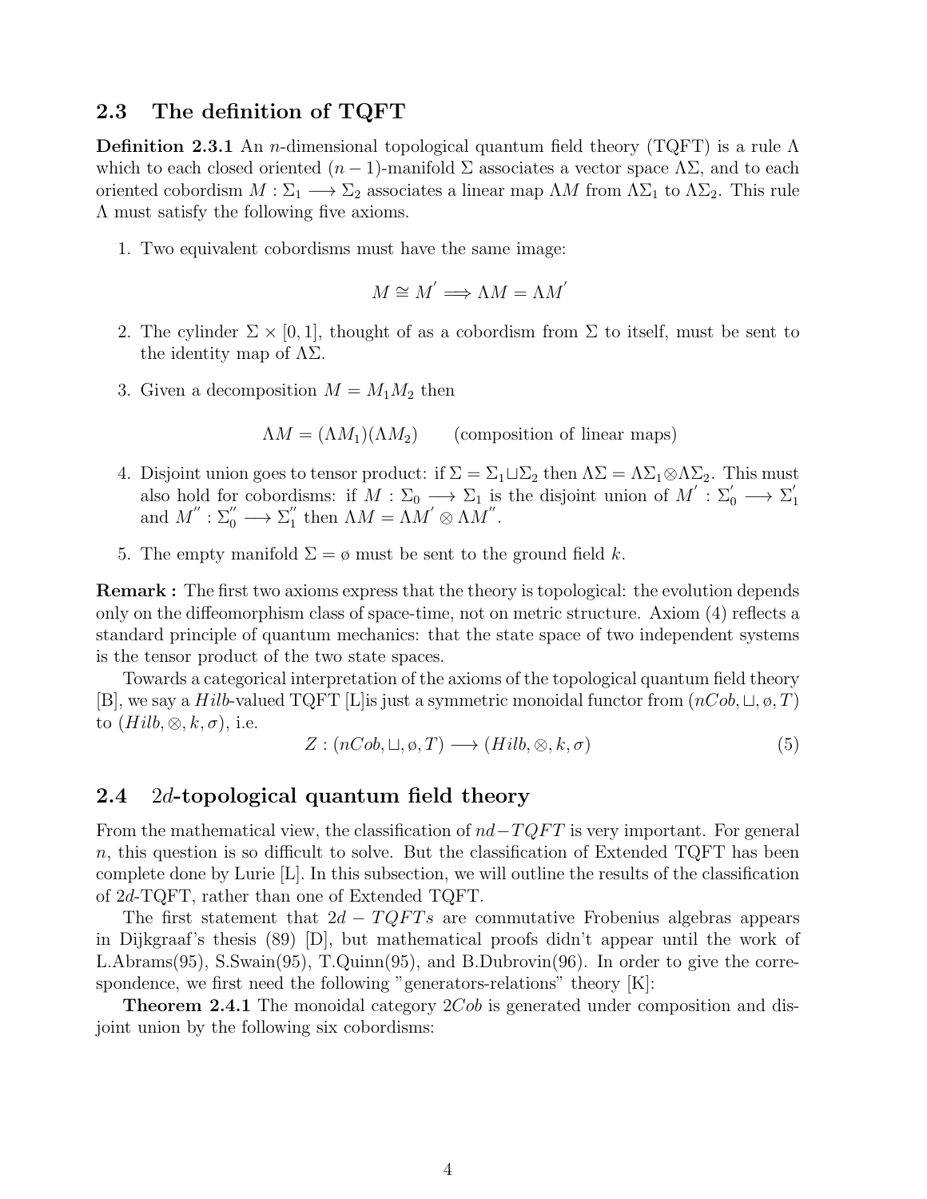## 2.3 The definition of TQFT

**Definition 2.3.1** An $n$-dimensional topological quantum field theory (TQFT) is a rule $\Lambda$ which to each closed oriented $(n-1)$-manifold $\Sigma$ associates a vector space $\Lambda\Sigma$, and to each oriented cobordism $M : \Sigma_1 \longrightarrow \Sigma_2$ associates a linear map $\Lambda M$ from $\Lambda\Sigma_1$ to $\Lambda\Sigma_2$. This rule $\Lambda$ must satisfy the following five axioms.

1. Two equivalent cobordisms must have the same image:
$$M \cong M^{'} \Longrightarrow \Lambda M = \Lambda M^{'}$$
2. The cylinder $\Sigma \times [0,1]$, thought of as a cobordism from $\Sigma$ to itself, must be sent to the identity map of $\Lambda\Sigma$.
3. Given a decomposition $M = M_1 M_2$ then
$$\Lambda M = (\Lambda M_1)(\Lambda M_2) \qquad \text{(composition of linear maps)}$$
4. Disjoint union goes to tensor product: if $\Sigma = \Sigma_1 \sqcup \Sigma_2$ then $\Lambda\Sigma = \Lambda\Sigma_1 \otimes \Lambda\Sigma_2$. This must also hold for cobordisms: if $M : \Sigma_0 \longrightarrow \Sigma_1$ is the disjoint union of $M^{'} : \Sigma_0^{'} \longrightarrow \Sigma_1^{'}$ and $M^{''} : \Sigma_0^{''} \longrightarrow \Sigma_1^{''}$ then $\Lambda M = \Lambda M^{'} \otimes \Lambda M^{''}$.
5. The empty manifold $\Sigma = \emptyset$ must be sent to the ground field $k$.

**Remark :** The first two axioms express that the theory is topological: the evolution depends only on the diffeomorphism class of space-time, not on metric structure. Axiom (4) reflects a standard principle of quantum mechanics: that the state space of two independent systems is the tensor product of the two state spaces.

Towards a categorical interpretation of the axioms of the topological quantum field theory [B], we say a $Hilb$-valued TQFT [L]is just a symmetric monoidal functor from $(nCob, \sqcup, \emptyset, T)$ to $(Hilb, \otimes, k, \sigma)$, i.e.

$$Z : (nCob, \sqcup, \emptyset, T) \longrightarrow (Hilb, \otimes, k, \sigma) \tag{5}$$

## 2.4 $2d$-topological quantum field theory

From the mathematical view, the classification of $nd-TQFT$ is very important. For general $n$, this question is so difficult to solve. But the classification of Extended TQFT has been complete done by Lurie [L]. In this subsection, we will outline the results of the classification of $2d$-TQFT, rather than one of Extended TQFT.

The first statement that $2d-TQFTs$ are commutative Frobenius algebras appears in Dijkgraaf's thesis (89) [D], but mathematical proofs didn't appear until the work of L.Abrams(95), S.Swain(95), T.Quinn(95), and B.Dubrovin(96). In order to give the correspondence, we first need the following "generators-relations" theory [K]:

**Theorem 2.4.1** The monoidal category $2Cob$ is generated under composition and disjoint union by the following six cobordisms: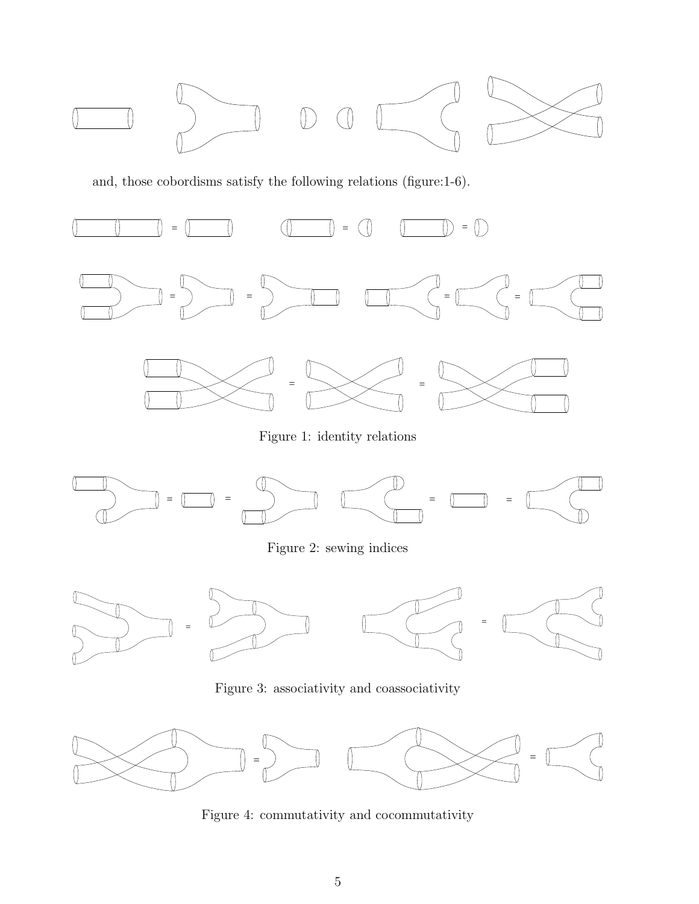and, those cobordisms satisfy the following relations (figure:1-6).

Figure 1: identity relations

Figure 2: sewing indices

Figure 3: associativity and coassociativity

Figure 4: commutativity and cocommutativity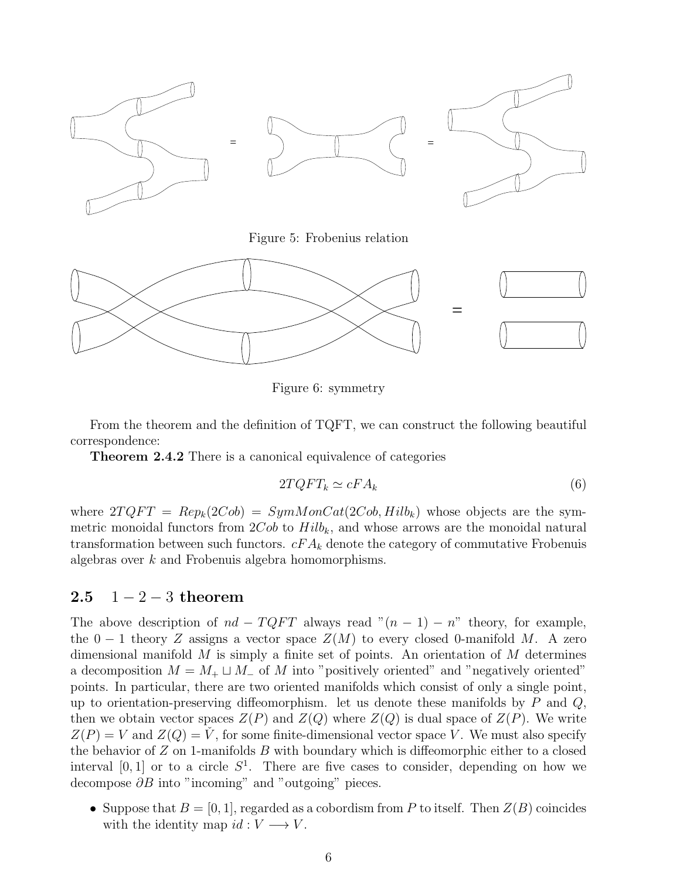Figure 5: Frobenius relation

Figure 6: symmetry

From the theorem and the definition of TQFT, we can construct the following beautiful correspondence:

**Theorem 2.4.2** There is a canonical equivalence of categories

$$2TQFT_k \simeq cFA_k \tag{6}$$

where $2TQFT = Rep_k(2Cob) = SymMonCat(2Cob, Hilb_k)$ whose objects are the symmetric monoidal functors from $2Cob$ to $Hilb_k$, and whose arrows are the monoidal natural transformation between such functors. $cFA_k$ denote the category of commutative Frobenuis algebras over $k$ and Frobenuis algebra homomorphisms.

## 2.5 $1-2-3$ theorem

The above description of $nd-TQFT$ always read "$(n-1)-n$" theory, for example, the $0-1$ theory $Z$ assigns a vector space $Z(M)$ to every closed 0-manifold $M$. A zero dimensional manifold $M$ is simply a finite set of points. An orientation of $M$ determines a decomposition $M = M_+ \sqcup M_-$ of $M$ into "positively oriented" and "negatively oriented" points. In particular, there are two oriented manifolds which consist of only a single point, up to orientation-preserving diffeomorphism. let us denote these manifolds by $P$ and $Q$, then we obtain vector spaces $Z(P)$ and $Z(Q)$ where $Z(Q)$ is dual space of $Z(P)$. We write $Z(P) = V$ and $Z(Q) = \check{V}$, for some finite-dimensional vector space $V$. We must also specify the behavior of $Z$ on 1-manifolds $B$ with boundary which is diffeomorphic either to a closed interval $[0,1]$ or to a circle $S^1$. There are five cases to consider, depending on how we decompose $\partial B$ into "incoming" and "outgoing" pieces.

- Suppose that $B = [0,1]$, regarded as a cobordism from $P$ to itself. Then $Z(B)$ coincides with the identity map $id : V \longrightarrow V$.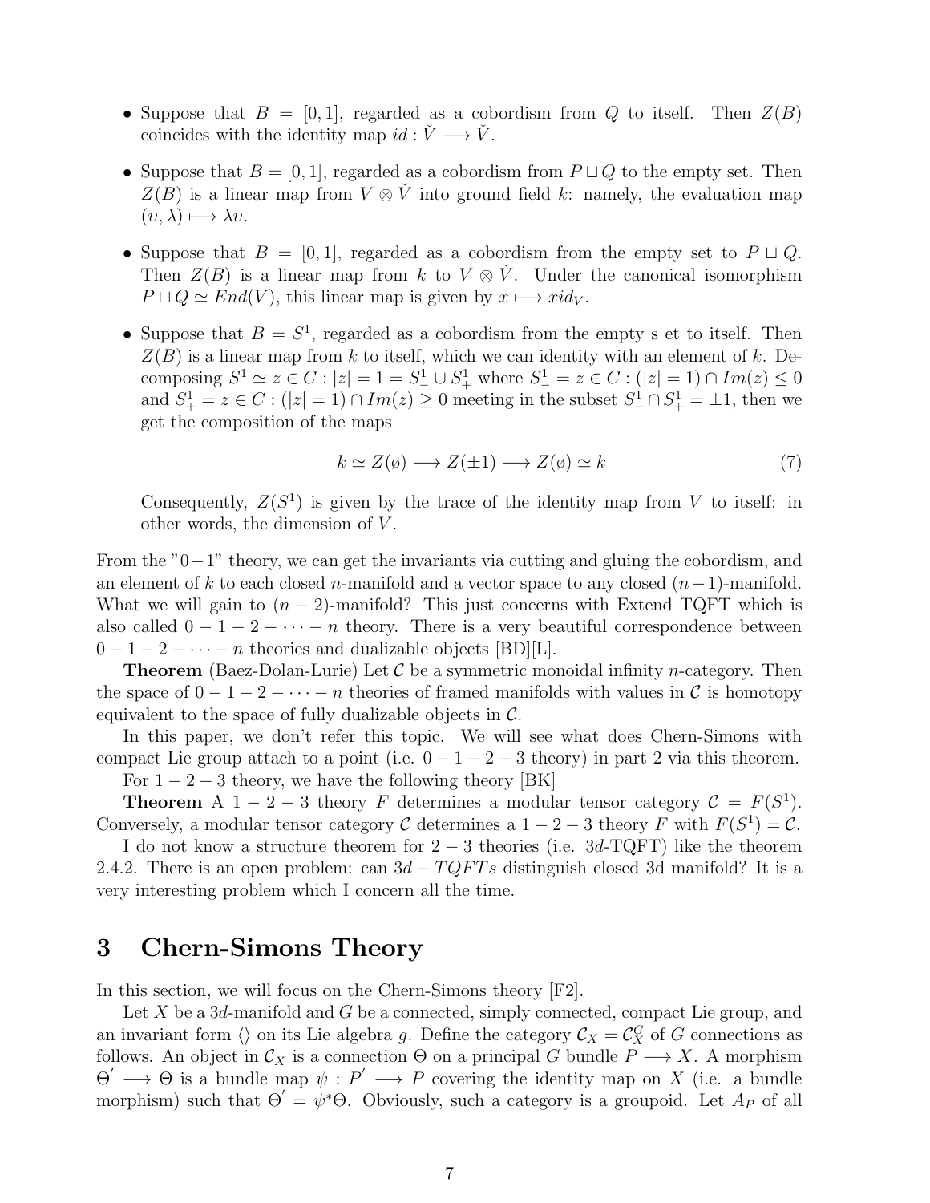- Suppose that $B = [0,1]$, regarded as a cobordism from $Q$ to itself. Then $Z(B)$ coincides with the identity map $id : \check{V} \longrightarrow \check{V}$.

- Suppose that $B = [0,1]$, regarded as a cobordism from $P \sqcup Q$ to the empty set. Then $Z(B)$ is a linear map from $V \otimes \check{V}$ into ground field $k$: namely, the evaluation map $(v, \lambda) \longmapsto \lambda v$.

- Suppose that $B = [0,1]$, regarded as a cobordism from the empty set to $P \sqcup Q$. Then $Z(B)$ is a linear map from $k$ to $V \otimes \check{V}$. Under the canonical isomorphism $P \sqcup Q \simeq End(V)$, this linear map is given by $x \longmapsto x id_V$.

- Suppose that $B = S^1$, regarded as a cobordism from the empty s et to itself. Then $Z(B)$ is a linear map from $k$ to itself, which we can identity with an element of $k$. Decomposing $S^1 \simeq z \in C : |z| = 1 = S^1_- \cup S^1_+$ where $S^1_- = z \in C : (|z| = 1) \cap Im(z) \leq 0$ and $S^1_+ = z \in C : (|z| = 1) \cap Im(z) \geq 0$ meeting in the subset $S^1_- \cap S^1_+ = \pm 1$, then we get the composition of the maps

$$k \simeq Z(\emptyset) \longrightarrow Z(\pm 1) \longrightarrow Z(\emptyset) \simeq k \tag{7}$$

  Consequently, $Z(S^1)$ is given by the trace of the identity map from $V$ to itself: in other words, the dimension of $V$.

From the "$0-1$" theory, we can get the invariants via cutting and gluing the cobordism, and an element of $k$ to each closed $n$-manifold and a vector space to any closed $(n-1)$-manifold. What we will gain to $(n-2)$-manifold? This just concerns with Extend TQFT which is also called $0-1-2-\cdots-n$ theory. There is a very beautiful correspondence between $0-1-2-\cdots-n$ theories and dualizable objects [BD][L].

**Theorem** (Baez-Dolan-Lurie) Let $\mathcal{C}$ be a symmetric monoidal infinity $n$-category. Then the space of $0-1-2-\cdots-n$ theories of framed manifolds with values in $\mathcal{C}$ is homotopy equivalent to the space of fully dualizable objects in $\mathcal{C}$.

In this paper, we don't refer this topic. We will see what does Chern-Simons with compact Lie group attach to a point (i.e. $0-1-2-3$ theory) in part 2 via this theorem.

For $1-2-3$ theory, we have the following theory [BK]

**Theorem** A $1-2-3$ theory $F$ determines a modular tensor category $\mathcal{C} = F(S^1)$. Conversely, a modular tensor category $\mathcal{C}$ determines a $1-2-3$ theory $F$ with $F(S^1) = \mathcal{C}$.

I do not know a structure theorem for $2-3$ theories (i.e. $3d$-TQFT) like the theorem 2.4.2. There is an open problem: can $3d-TQFTs$ distinguish closed 3d manifold? It is a very interesting problem which I concern all the time.

# 3 Chern-Simons Theory

In this section, we will focus on the Chern-Simons theory [F2].

Let $X$ be a $3d$-manifold and $G$ be a connected, simply connected, compact Lie group, and an invariant form $\langle\rangle$ on its Lie algebra $g$. Define the category $\mathcal{C}_X = \mathcal{C}^G_X$ of $G$ connections as follows. An object in $\mathcal{C}_X$ is a connection $\Theta$ on a principal $G$ bundle $P \longrightarrow X$. A morphism $\Theta' \longrightarrow \Theta$ is a bundle map $\psi : P' \longrightarrow P$ covering the identity map on $X$ (i.e. a bundle morphism) such that $\Theta' = \psi^*\Theta$. Obviously, such a category is a groupoid. Let $A_P$ of all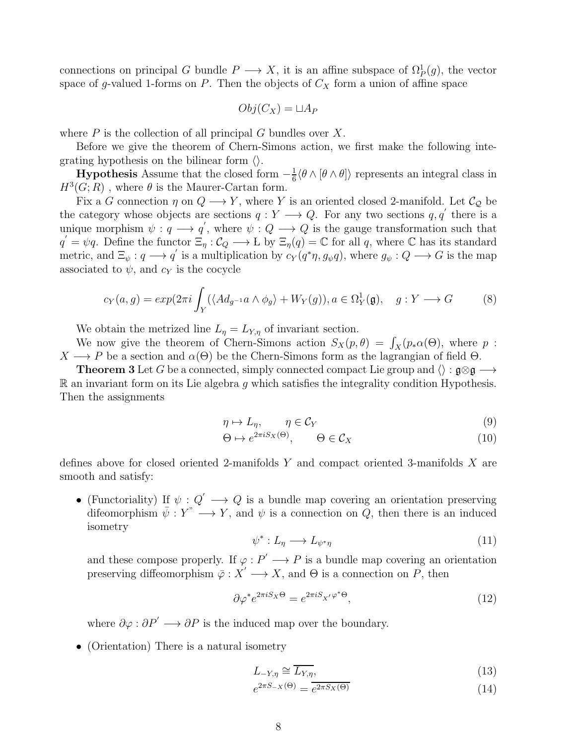connections on principal $G$ bundle $P \longrightarrow X$, it is an affine subspace of $\Omega^1_P(g)$, the vector space of $g$-valued 1-forms on $P$. Then the objects of $C_X$ form a union of affine space

$$Obj(C_X) = \sqcup A_P$$

where $P$ is the collection of all principal $G$ bundles over $X$.

Before we give the theorem of Chern-Simons action, we first make the following integrating hypothesis on the bilinear form $\langle\rangle$.

**Hypothesis** Assume that the closed form $-\frac{1}{6}\langle\theta \wedge [\theta \wedge \theta]\rangle$ represents an integral class in $H^3(G; R)$ , where $\theta$ is the Maurer-Cartan form.

Fix a $G$ connection $\eta$ on $Q \longrightarrow Y$, where $Y$ is an oriented closed 2-manifold. Let $\mathcal{C}_{\mathcal{Q}}$ be the category whose objects are sections $q : Y \longrightarrow Q$. For any two sections $q, q^{'}$ there is a unique morphism $\psi : q \longrightarrow q^{'}$, where $\psi : Q \longrightarrow Q$ is the gauge transformation such that $q^{'} = \psi q$. Define the functor $\Xi_\eta : \mathcal{C}_Q \longrightarrow$ Ł by $\Xi_\eta(q) = \mathbb{C}$ for all $q$, where $\mathbb{C}$ has its standard metric, and $\Xi_\psi : q \longrightarrow q^{'}$ is a multiplication by $c_Y(q^*\eta, g_\psi q)$, where $g_\psi : Q \longrightarrow G$ is the map associated to $\psi$, and $c_Y$ is the cocycle

$$c_Y(a, g) = exp(2\pi i \int_Y (\langle Ad_{g^{-1}} a \wedge \phi_g\rangle + W_Y(g)), a \in \Omega^1_Y(\mathfrak{g}), \quad g : Y \longrightarrow G \tag{8}$$

We obtain the metrized line $L_\eta = L_{Y,\eta}$ of invariant section.

We now give the theorem of Chern-Simons action $S_X(p, \theta) = \int_X (p_* \alpha(\Theta)$, where $p : X \longrightarrow P$ be a section and $\alpha(\Theta)$ be the Chern-Simons form as the lagrangian of field $\Theta$.

**Theorem 3** Let $G$ be a connected, simply connected compact Lie group and $\langle\rangle : \mathfrak{g} \otimes \mathfrak{g} \longrightarrow \mathbb{R}$ an invariant form on its Lie algebra $g$ which satisfies the integrality condition Hypothesis. Then the assignments

$$\eta \mapsto L_\eta, \qquad \eta \in \mathcal{C}_Y \tag{9}$$

$$\Theta \mapsto e^{2\pi i S_X(\Theta)}, \qquad \Theta \in \mathcal{C}_X \tag{10}$$

defines above for closed oriented 2-manifolds $Y$ and compact oriented 3-manifolds $X$ are smooth and satisfy:

- (Functoriality) If $\psi : Q^{'} \longrightarrow Q$ is a bundle map covering an orientation preserving difeomorphism $\bar{\psi} : Y" \longrightarrow Y$, and $\psi$ is a connection on $Q$, then there is an induced isometry

$$\psi^* : L_\eta \longrightarrow L_{\psi^*\eta} \tag{11}$$

  and these compose properly. If $\varphi : P^{'} \longrightarrow P$ is a bundle map covering an orientation preserving diffeomorphism $\bar{\varphi} : X^{'} \longrightarrow X$, and $\Theta$ is a connection on $P$, then

$$\partial\varphi^* e^{2\pi i S_X \Theta} = e^{2\pi i S_{X'} \varphi^* \Theta}, \tag{12}$$

  where $\partial\varphi : \partial P^{'} \longrightarrow \partial P$ is the induced map over the boundary.

- (Orientation) There is a natural isometry

$$L_{-Y,\eta} \cong \overline{L_{Y,\eta}}, \tag{13}$$

$$e^{2\pi S_{-X}(\Theta)} = \overline{e^{2\pi S_X(\Theta)}} \tag{14}$$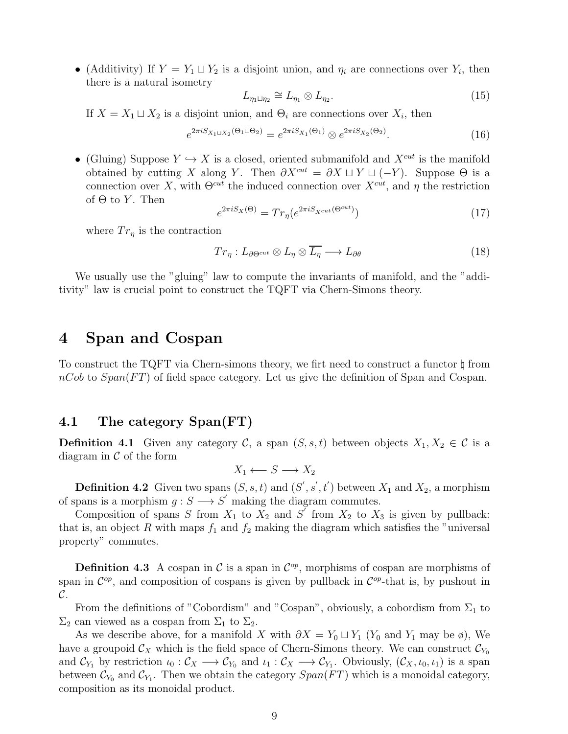- (Additivity) If $Y = Y_1 \sqcup Y_2$ is a disjoint union, and $\eta_i$ are connections over $Y_i$, then there is a natural isometry

$$L_{\eta_1 \sqcup \eta_2} \cong L_{\eta_1} \otimes L_{\eta_2}. \tag{15}$$

If $X = X_1 \sqcup X_2$ is a disjoint union, and $\Theta_i$ are connections over $X_i$, then

$$e^{2\pi i S_{X_1 \sqcup X_2}(\Theta_1 \sqcup \Theta_2)} = e^{2\pi i S_{X_1}(\Theta_1)} \otimes e^{2\pi i S_{X_2}(\Theta_2)}. \tag{16}$$

- (Gluing) Suppose $Y \hookrightarrow X$ is a closed, oriented submanifold and $X^{cut}$ is the manifold obtained by cutting $X$ along $Y$. Then $\partial X^{cut} = \partial X \sqcup Y \sqcup (-Y)$. Suppose $\Theta$ is a connection over $X$, with $\Theta^{cut}$ the induced connection over $X^{cut}$, and $\eta$ the restriction of $\Theta$ to $Y$. Then

$$e^{2\pi i S_X(\Theta)} = Tr_\eta(e^{2\pi i S_{X^{cut}}(\Theta^{cut})}) \tag{17}$$

where $Tr_\eta$ is the contraction

$$Tr_\eta : L_{\partial \Theta^{cut}} \otimes L_\eta \otimes \overline{L_\eta} \longrightarrow L_{\partial \theta} \tag{18}$$

We usually use the "gluing" law to compute the invariants of manifold, and the "additivity" law is crucial point to construct the TQFT via Chern-Simons theory.

# 4 Span and Cospan

To construct the TQFT via Chern-simons theory, we firt need to construct a functor $\natural$ from $nCob$ to $Span(FT)$ of field space category. Let us give the definition of Span and Cospan.

## 4.1 The category Span(FT)

**Definition 4.1** Given any category $\mathcal{C}$, a span $(S, s, t)$ between objects $X_1, X_2 \in \mathcal{C}$ is a diagram in $\mathcal{C}$ of the form

$$X_1 \longleftarrow S \longrightarrow X_2$$

**Definition 4.2** Given two spans $(S, s, t)$ and $(S', s', t')$ between $X_1$ and $X_2$, a morphism of spans is a morphism $g : S \longrightarrow S'$ making the diagram commutes.

Composition of spans $S$ from $X_1$ to $X_2$ and $S'$ from $X_2$ to $X_3$ is given by pullback: that is, an object $R$ with maps $f_1$ and $f_2$ making the diagram which satisfies the "universal property" commutes.

**Definition 4.3** A cospan in $\mathcal{C}$ is a span in $\mathcal{C}^{op}$, morphisms of cospan are morphisms of span in $\mathcal{C}^{op}$, and composition of cospans is given by pullback in $\mathcal{C}^{op}$-that is, by pushout in $\mathcal{C}$.

From the definitions of "Cobordism" and "Cospan", obviously, a cobordism from $\Sigma_1$ to $\Sigma_2$ can viewed as a cospan from $\Sigma_1$ to $\Sigma_2$.

As we describe above, for a manifold $X$ with $\partial X = Y_0 \sqcup Y_1$ ($Y_0$ and $Y_1$ may be $\emptyset$), We have a groupoid $\mathcal{C}_X$ which is the field space of Chern-Simons theory. We can construct $\mathcal{C}_{Y_0}$ and $\mathcal{C}_{Y_1}$ by restriction $\iota_0 : \mathcal{C}_X \longrightarrow \mathcal{C}_{Y_0}$ and $\iota_1 : \mathcal{C}_X \longrightarrow \mathcal{C}_{Y_1}$. Obviously, $(\mathcal{C}_X, \iota_0, \iota_1)$ is a span between $\mathcal{C}_{Y_0}$ and $\mathcal{C}_{Y_1}$. Then we obtain the category $Span(FT)$ which is a monoidal category, composition as its monoidal product.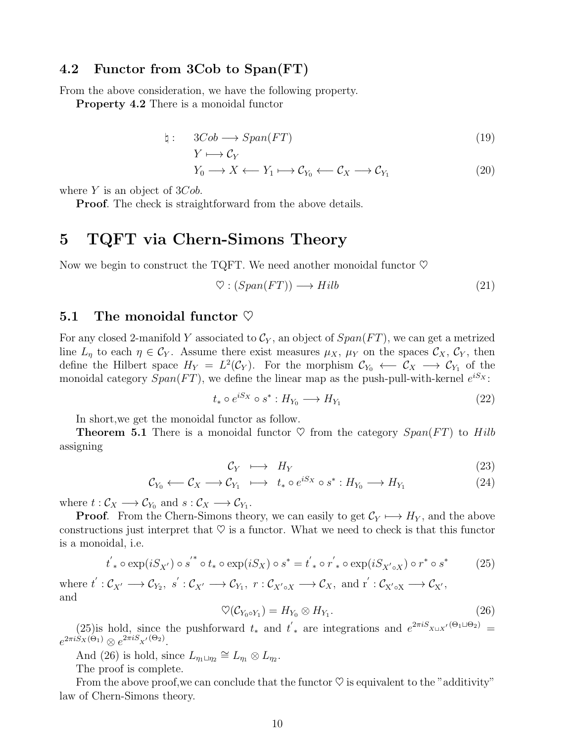## 4.2 Functor from 3Cob to Span(FT)

From the above consideration, we have the following property.

**Property 4.2** There is a monoidal functor

$$\natural: \quad 3Cob \longrightarrow Span(FT) \tag{19}$$

$$Y \longmapsto \mathcal{C}_Y$$

$$Y_0 \longrightarrow X \longleftarrow Y_1 \longmapsto \mathcal{C}_{Y_0} \longleftarrow \mathcal{C}_X \longrightarrow \mathcal{C}_{Y_1} \tag{20}$$

where $Y$ is an object of $3Cob$.

**Proof**. The check is straightforward from the above details.

# 5 TQFT via Chern-Simons Theory

Now we begin to construct the TQFT. We need another monoidal functor $\heartsuit$

$$\heartsuit : (Span(FT)) \longrightarrow Hilb \tag{21}$$

## 5.1 The monoidal functor $\heartsuit$

For any closed 2-manifold $Y$ associated to $\mathcal{C}_Y$, an object of $Span(FT)$, we can get a metrized line $L_\eta$ to each $\eta \in \mathcal{C}_Y$. Assume there exist measures $\mu_X$, $\mu_Y$ on the spaces $\mathcal{C}_X$, $\mathcal{C}_Y$, then define the Hilbert space $H_Y = L^2(\mathcal{C}_Y)$. For the morphism $\mathcal{C}_{Y_0} \longleftarrow \mathcal{C}_X \longrightarrow \mathcal{C}_{Y_1}$ of the monoidal category $Span(FT)$, we define the linear map as the push-pull-with-kernel $e^{iS_X}$:

$$t_* \circ e^{iS_X} \circ s^* : H_{Y_0} \longrightarrow H_{Y_1} \tag{22}$$

In short,we get the monoidal functor as follow.

**Theorem 5.1** There is a monoidal functor $\heartsuit$ from the category $Span(FT)$ to $Hilb$ assigning

$$\mathcal{C}_Y \quad \longmapsto \quad H_Y \tag{23}$$

$$\mathcal{C}_{Y_0} \longleftarrow \mathcal{C}_X \longrightarrow \mathcal{C}_{Y_1} \quad \longmapsto \quad t_* \circ e^{iS_X} \circ s^* : H_{Y_0} \longrightarrow H_{Y_1} \tag{24}$$

where $t : \mathcal{C}_X \longrightarrow \mathcal{C}_{Y_0}$ and $s : \mathcal{C}_X \longrightarrow \mathcal{C}_{Y_1}$.

**Proof**. From the Chern-Simons theory, we can easily to get $\mathcal{C}_Y \longmapsto H_Y$, and the above constructions just interpret that $\heartsuit$ is a functor. What we need to check is that this functor is a monoidal, i.e.

$$t'_* \circ \exp(iS_{X'}) \circ s'^* \circ t_* \circ \exp(iS_X) \circ s^* = t'_* \circ r'_* \circ \exp(iS_{X' \circ X}) \circ r^* \circ s^* \tag{25}$$

where $t' : \mathcal{C}_{X'} \longrightarrow \mathcal{C}_{Y_2}$, $s' : \mathcal{C}_{X'} \longrightarrow \mathcal{C}_{Y_1}$, $r : \mathcal{C}_{X' \circ X} \longrightarrow \mathcal{C}_X$, and $r' : \mathcal{C}_{X' \circ X} \longrightarrow \mathcal{C}_{X'}$,
and

$$\heartsuit(\mathcal{C}_{Y_0 \circ Y_1}) = H_{Y_0} \otimes H_{Y_1}. \tag{26}$$

(25)is hold, since the pushforward $t_*$ and $t'_*$ are integrations and $e^{2\pi i S_{X \sqcup X'}(\Theta_1 \sqcup \Theta_2)} = e^{2\pi i S_X(\Theta_1)} \otimes e^{2\pi i S_{X'}(\Theta_2)}$.

And (26) is hold, since $L_{\eta_1 \sqcup \eta_2} \cong L_{\eta_1} \otimes L_{\eta_2}$.

The proof is complete.

From the above proof,we can conclude that the functor $\heartsuit$ is equivalent to the "additivity" law of Chern-Simons theory.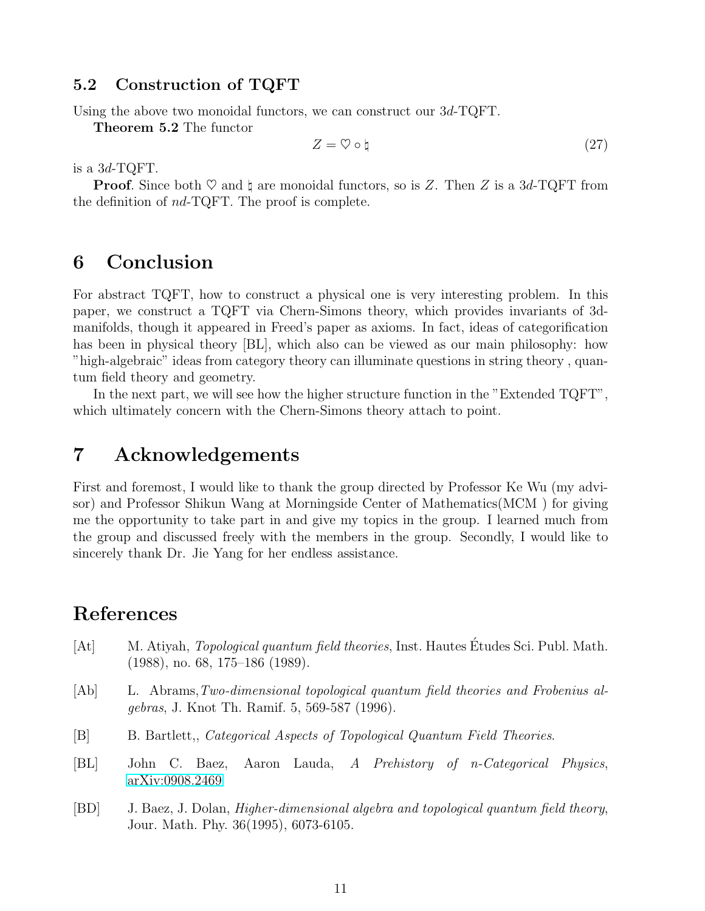### 5.2 Construction of TQFT

Using the above two monoidal functors, we can construct our $3d$-TQFT.

**Theorem 5.2** The functor

$$Z = \heartsuit \circ \natural \tag{27}$$

is a $3d$-TQFT.

**Proof**. Since both $\heartsuit$ and $\natural$ are monoidal functors, so is $Z$. Then $Z$ is a $3d$-TQFT from the definition of $nd$-TQFT. The proof is complete.

## 6 Conclusion

For abstract TQFT, how to construct a physical one is very interesting problem. In this paper, we construct a TQFT via Chern-Simons theory, which provides invariants of 3d-manifolds, though it appeared in Freed's paper as axioms. In fact, ideas of categorification has been in physical theory [BL], which also can be viewed as our main philosophy: how "high-algebraic" ideas from category theory can illuminate questions in string theory , quantum field theory and geometry.

In the next part, we will see how the higher structure function in the "Extended TQFT", which ultimately concern with the Chern-Simons theory attach to point.

## 7 Acknowledgements

First and foremost, I would like to thank the group directed by Professor Ke Wu (my advisor) and Professor Shikun Wang at Morningside Center of Mathematics(MCM ) for giving me the opportunity to take part in and give my topics in the group. I learned much from the group and discussed freely with the members in the group. Secondly, I would like to sincerely thank Dr. Jie Yang for her endless assistance.

## References

[At] M. Atiyah, *Topological quantum field theories*, Inst. Hautes Études Sci. Publ. Math. (1988), no. 68, 175–186 (1989).

[Ab] L. Abrams,*Two-dimensional topological quantum field theories and Frobenius algebras*, J. Knot Th. Ramif. 5, 569-587 (1996).

[B] B. Bartlett,, *Categorical Aspects of Topological Quantum Field Theories*.

[BL] John C. Baez, Aaron Lauda, *A Prehistory of n-Categorical Physics*, arXiv:0908.2469

[BD] J. Baez, J. Dolan, *Higher-dimensional algebra and topological quantum field theory*, Jour. Math. Phy. 36(1995), 6073-6105.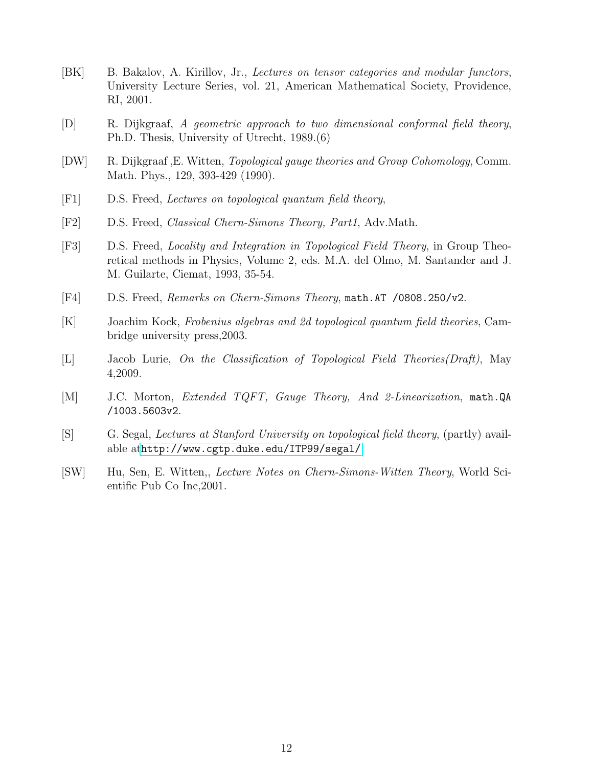[BK] B. Bakalov, A. Kirillov, Jr., *Lectures on tensor categories and modular functors*, University Lecture Series, vol. 21, American Mathematical Society, Providence, RI, 2001.

[D] R. Dijkgraaf, *A geometric approach to two dimensional conformal field theory*, Ph.D. Thesis, University of Utrecht, 1989.(6)

[DW] R. Dijkgraaf ,E. Witten, *Topological gauge theories and Group Cohomology*, Comm. Math. Phys., 129, 393-429 (1990).

[F1] D.S. Freed, *Lectures on topological quantum field theory*,

[F2] D.S. Freed, *Classical Chern-Simons Theory, Part1*, Adv.Math.

[F3] D.S. Freed, *Locality and Integration in Topological Field Theory*, in Group Theoretical methods in Physics, Volume 2, eds. M.A. del Olmo, M. Santander and J. M. Guilarte, Ciemat, 1993, 35-54.

[F4] D.S. Freed, *Remarks on Chern-Simons Theory*, `math.AT /0808.250/v2`.

[K] Joachim Kock, *Frobenius algebras and 2d topological quantum field theories*, Cambridge university press,2003.

[L] Jacob Lurie, *On the Classification of Topological Field Theories(Draft)*, May 4,2009.

[M] J.C. Morton, *Extended TQFT, Gauge Theory, And 2-Linearization*, `math.QA /1003.5603v2`.

[S] G. Segal, *Lectures at Stanford University on topological field theory*, (partly) available at`http://www.cgtp.duke.edu/ITP99/segal/`

[SW] Hu, Sen, E. Witten,, *Lecture Notes on Chern-Simons-Witten Theory*, World Scientific Pub Co Inc,2001.